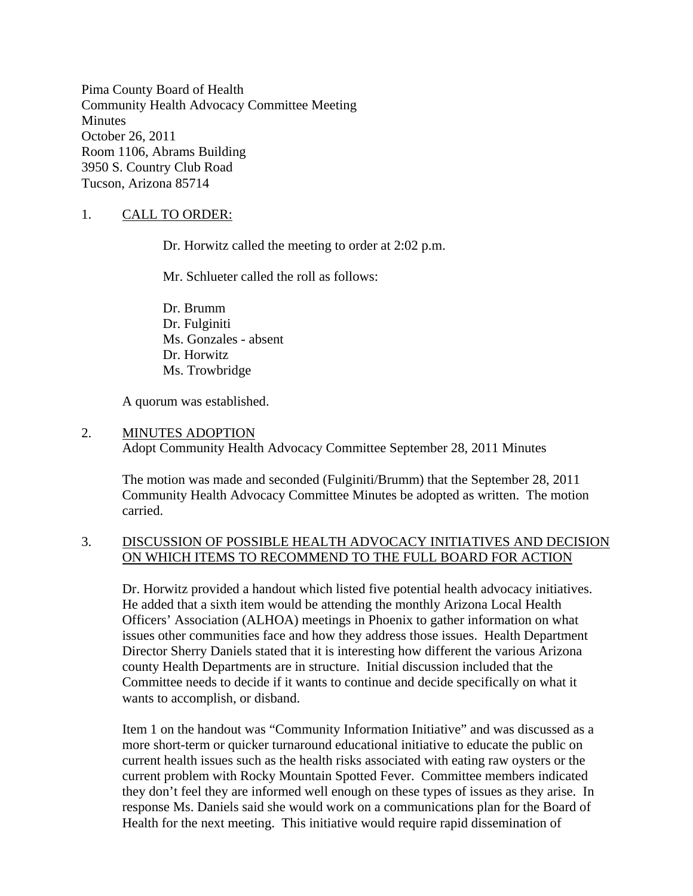Pima County Board of Health
Community Health Advocacy Committee Meeting
Minutes
October 26, 2011
Room 1106, Abrams Building
3950 S. Country Club Road
Tucson, Arizona 85714

1. <u>CALL TO ORDER:</u>

   Dr. Horwitz called the meeting to order at 2:02 p.m.

   Mr. Schlueter called the roll as follows:

   Dr. Brumm
   Dr. Fulginiti
   Ms. Gonzales - absent
   Dr. Horwitz
   Ms. Trowbridge

   A quorum was established.

2. <u>MINUTES ADOPTION</u>
   Adopt Community Health Advocacy Committee September 28, 2011 Minutes

   The motion was made and seconded (Fulginiti/Brumm) that the September 28, 2011 Community Health Advocacy Committee Minutes be adopted as written. The motion carried.

3. <u>DISCUSSION OF POSSIBLE HEALTH ADVOCACY INITIATIVES AND DECISION ON WHICH ITEMS TO RECOMMEND TO THE FULL BOARD FOR ACTION</u>

   Dr. Horwitz provided a handout which listed five potential health advocacy initiatives. He added that a sixth item would be attending the monthly Arizona Local Health Officers' Association (ALHOA) meetings in Phoenix to gather information on what issues other communities face and how they address those issues. Health Department Director Sherry Daniels stated that it is interesting how different the various Arizona county Health Departments are in structure. Initial discussion included that the Committee needs to decide if it wants to continue and decide specifically on what it wants to accomplish, or disband.

   Item 1 on the handout was "Community Information Initiative" and was discussed as a more short-term or quicker turnaround educational initiative to educate the public on current health issues such as the health risks associated with eating raw oysters or the current problem with Rocky Mountain Spotted Fever. Committee members indicated they don't feel they are informed well enough on these types of issues as they arise. In response Ms. Daniels said she would work on a communications plan for the Board of Health for the next meeting. This initiative would require rapid dissemination of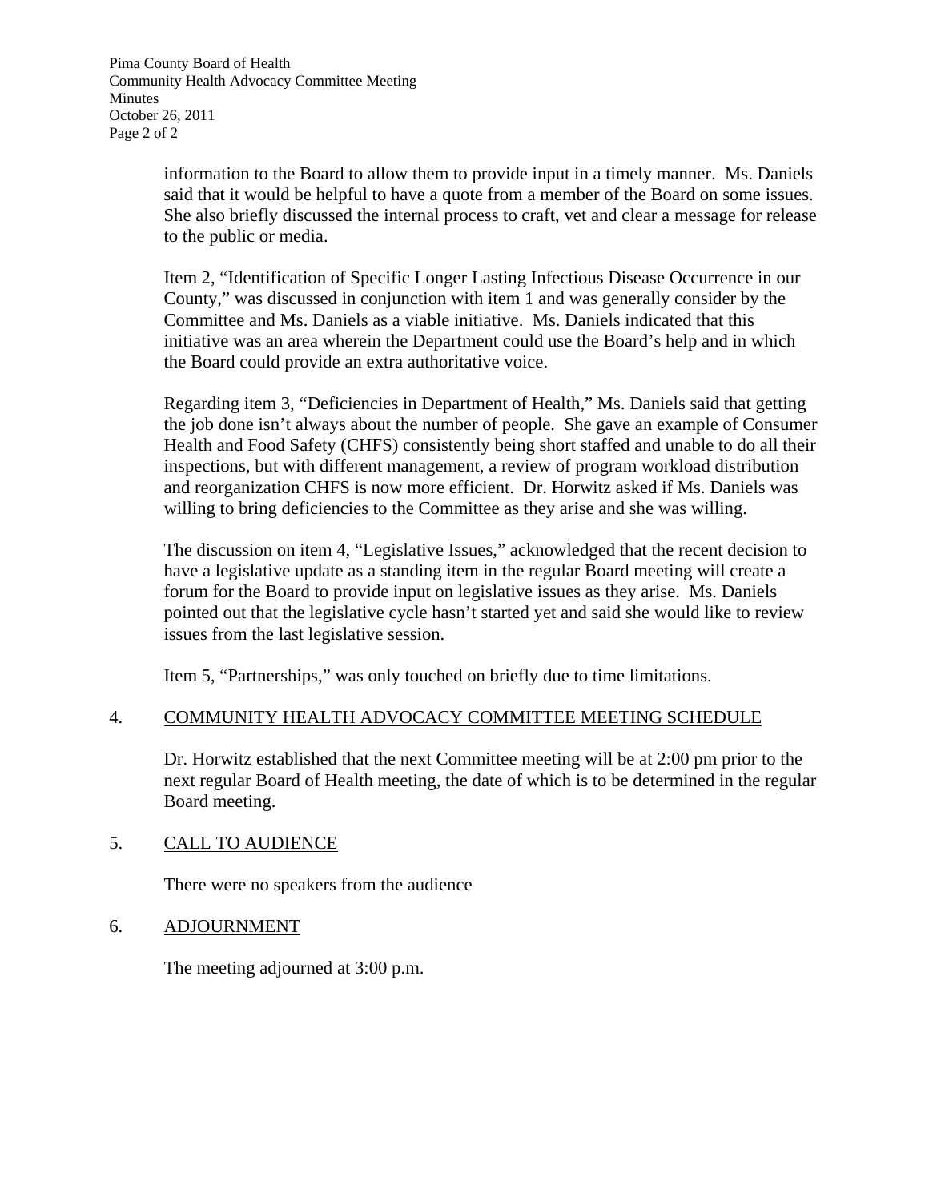information to the Board to allow them to provide input in a timely manner. Ms. Daniels said that it would be helpful to have a quote from a member of the Board on some issues. She also briefly discussed the internal process to craft, vet and clear a message for release to the public or media.

Item 2, "Identification of Specific Longer Lasting Infectious Disease Occurrence in our County," was discussed in conjunction with item 1 and was generally consider by the Committee and Ms. Daniels as a viable initiative. Ms. Daniels indicated that this initiative was an area wherein the Department could use the Board's help and in which the Board could provide an extra authoritative voice.

Regarding item 3, "Deficiencies in Department of Health," Ms. Daniels said that getting the job done isn't always about the number of people. She gave an example of Consumer Health and Food Safety (CHFS) consistently being short staffed and unable to do all their inspections, but with different management, a review of program workload distribution and reorganization CHFS is now more efficient. Dr. Horwitz asked if Ms. Daniels was willing to bring deficiencies to the Committee as they arise and she was willing.

The discussion on item 4, "Legislative Issues," acknowledged that the recent decision to have a legislative update as a standing item in the regular Board meeting will create a forum for the Board to provide input on legislative issues as they arise. Ms. Daniels pointed out that the legislative cycle hasn't started yet and said she would like to review issues from the last legislative session.

Item 5, "Partnerships," was only touched on briefly due to time limitations.

4. <u>COMMUNITY HEALTH ADVOCACY COMMITTEE MEETING SCHEDULE</u>

Dr. Horwitz established that the next Committee meeting will be at 2:00 pm prior to the next regular Board of Health meeting, the date of which is to be determined in the regular Board meeting.

5. <u>CALL TO AUDIENCE</u>

There were no speakers from the audience

6. <u>ADJOURNMENT</u>

The meeting adjourned at 3:00 p.m.